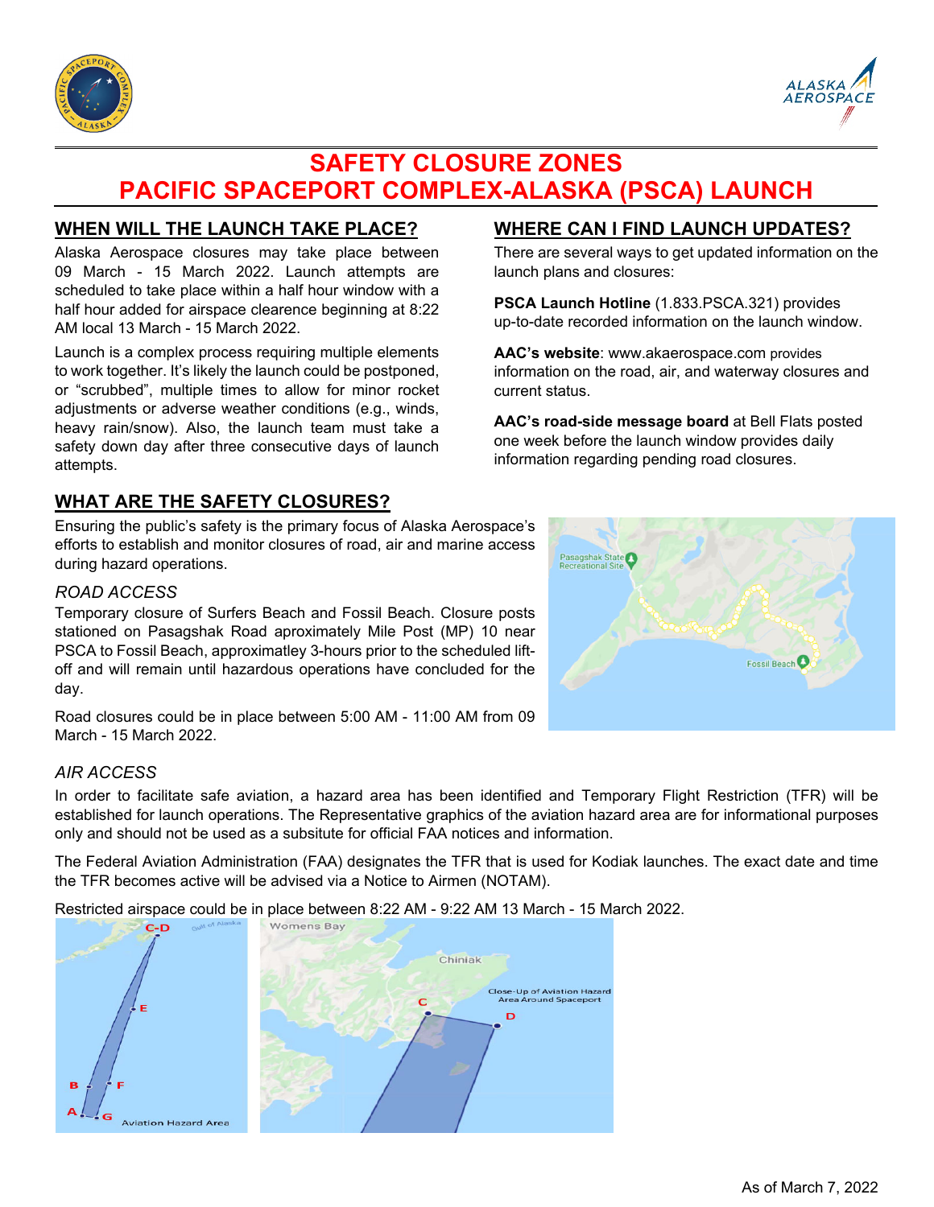# SAFETY CLOSURE ZONES
# PACIFIC SPACEPORT COMPLEX-ALASKA (PSCA) LAUNCH

## WHEN WILL THE LAUNCH TAKE PLACE?

Alaska Aerospace closures may take place between 09 March - 15 March 2022. Launch attempts are scheduled to take place within a half hour window with a half hour added for airspace clearence beginning at 8:22 AM local 13 March - 15 March 2022.

Launch is a complex process requiring multiple elements to work together. It's likely the launch could be postponed, or "scrubbed", multiple times to allow for minor rocket adjustments or adverse weather conditions (e.g., winds, heavy rain/snow). Also, the launch team must take a safety down day after three consecutive days of launch attempts.

## WHERE CAN I FIND LAUNCH UPDATES?

There are several ways to get updated information on the launch plans and closures:

**PSCA Launch Hotline** (1.833.PSCA.321) provides up-to-date recorded information on the launch window.

**AAC's website**: www.akaerospace.com provides information on the road, air, and waterway closures and current status.

**AAC's road-side message board** at Bell Flats posted one week before the launch window provides daily information regarding pending road closures.

## WHAT ARE THE SAFETY CLOSURES?

Ensuring the public's safety is the primary focus of Alaska Aerospace's efforts to establish and monitor closures of road, air and marine access during hazard operations.

### *ROAD ACCESS*

Temporary closure of Surfers Beach and Fossil Beach. Closure posts stationed on Pasagshak Road aproximately Mile Post (MP) 10 near PSCA to Fossil Beach, approximatley 3-hours prior to the scheduled lift-off and will remain until hazardous operations have concluded for the day.

Road closures could be in place between 5:00 AM - 11:00 AM from 09 March - 15 March 2022.

### *AIR ACCESS*

In order to facilitate safe aviation, a hazard area has been identified and Temporary Flight Restriction (TFR) will be established for launch operations. The Representative graphics of the aviation hazard area are for informational purposes only and should not be used as a subsitute for official FAA notices and information.

The Federal Aviation Administration (FAA) designates the TFR that is used for Kodiak launches. The exact date and time the TFR becomes active will be advised via a Notice to Airmen (NOTAM).

Restricted airspace could be in place between 8:22 AM - 9:22 AM 13 March - 15 March 2022.

As of March 7, 2022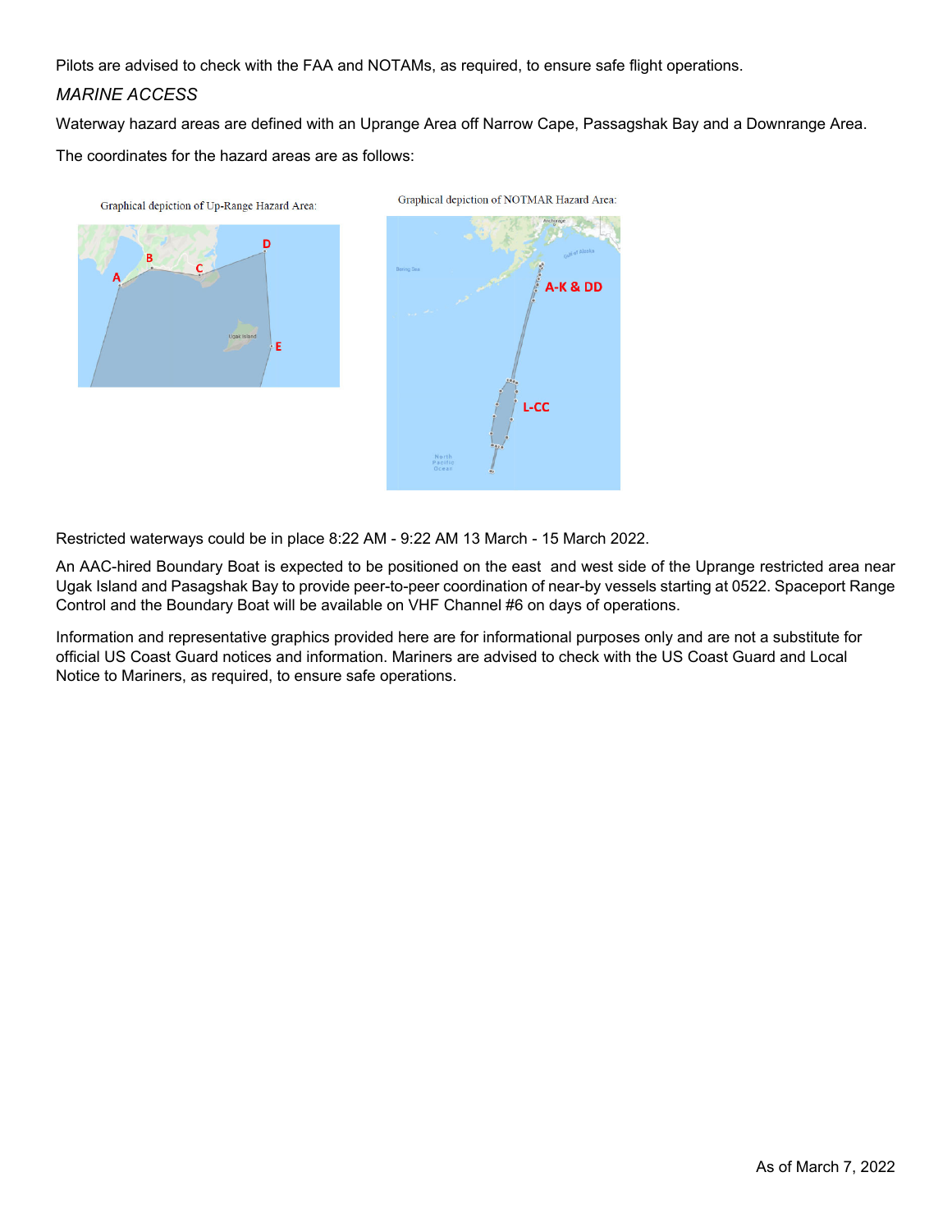Pilots are advised to check with the FAA and NOTAMs, as required, to ensure safe flight operations.

*MARINE ACCESS*

Waterway hazard areas are defined with an Uprange Area off Narrow Cape, Passagshak Bay and a Downrange Area.

The coordinates for the hazard areas are as follows:

Graphical depiction of Up-Range Hazard Area:

A
B
C
D
E
Ugak Island

Graphical depiction of NOTMAR Hazard Area:

Anchorage
Gulf of Alaska
Bering Sea
A-K & DD
L-CC
North Pacific Ocean

Restricted waterways could be in place 8:22 AM - 9:22 AM 13 March - 15 March 2022.

An AAC-hired Boundary Boat is expected to be positioned on the east and west side of the Uprange restricted area near Ugak Island and Pasagshak Bay to provide peer-to-peer coordination of near-by vessels starting at 0522. Spaceport Range Control and the Boundary Boat will be available on VHF Channel #6 on days of operations.

Information and representative graphics provided here are for informational purposes only and are not a substitute for official US Coast Guard notices and information. Mariners are advised to check with the US Coast Guard and Local Notice to Mariners, as required, to ensure safe operations.

As of March 7, 2022